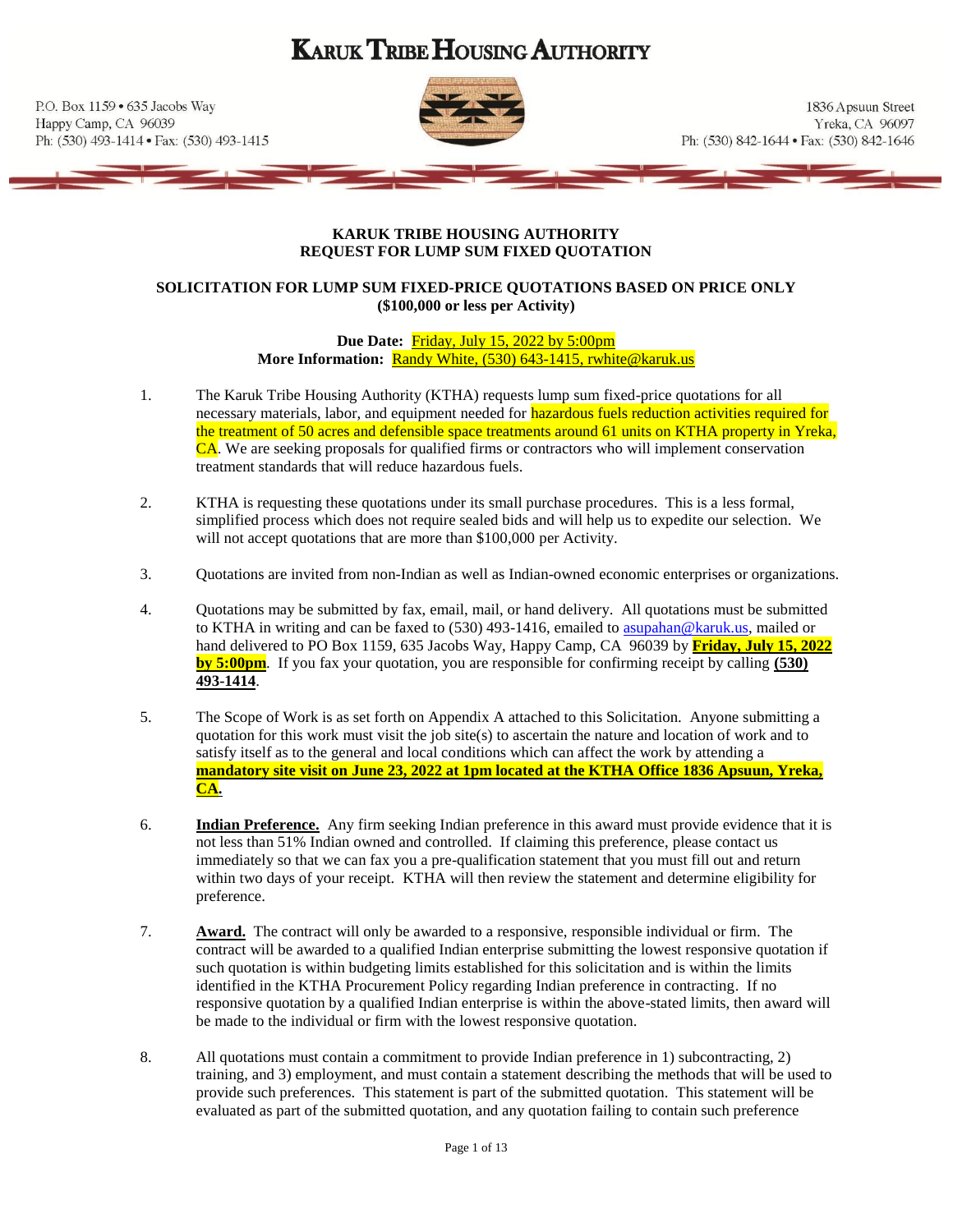# KARUK TRIBE HOUSING AUTHORITY

P.O. Box 1159 • 635 Jacobs Way
Happy Camp, CA 96039
Ph: (530) 493-1414 • Fax: (530) 493-1415

1836 Apsuun Street
Yreka, CA 96097
Ph: (530) 842-1644 • Fax: (530) 842-1646

## KARUK TRIBE HOUSING AUTHORITY
## REQUEST FOR LUMP SUM FIXED QUOTATION

### SOLICITATION FOR LUMP SUM FIXED-PRICE QUOTATIONS BASED ON PRICE ONLY ($100,000 or less per Activity)

**Due Date:** Friday, July 15, 2022 by 5:00pm
**More Information:** Randy White, (530) 643-1415, rwhite@karuk.us

1. The Karuk Tribe Housing Authority (KTHA) requests lump sum fixed-price quotations for all necessary materials, labor, and equipment needed for hazardous fuels reduction activities required for the treatment of 50 acres and defensible space treatments around 61 units on KTHA property in Yreka, CA. We are seeking proposals for qualified firms or contractors who will implement conservation treatment standards that will reduce hazardous fuels.

2. KTHA is requesting these quotations under its small purchase procedures. This is a less formal, simplified process which does not require sealed bids and will help us to expedite our selection. We will not accept quotations that are more than $100,000 per Activity.

3. Quotations are invited from non-Indian as well as Indian-owned economic enterprises or organizations.

4. Quotations may be submitted by fax, email, mail, or hand delivery. All quotations must be submitted to KTHA in writing and can be faxed to (530) 493-1416, emailed to asupahan@karuk.us, mailed or hand delivered to PO Box 1159, 635 Jacobs Way, Happy Camp, CA 96039 by **Friday, July 15, 2022 by 5:00pm**. If you fax your quotation, you are responsible for confirming receipt by calling **(530) 493-1414**.

5. The Scope of Work is as set forth on Appendix A attached to this Solicitation. Anyone submitting a quotation for this work must visit the job site(s) to ascertain the nature and location of work and to satisfy itself as to the general and local conditions which can affect the work by attending a **mandatory site visit on June 23, 2022 at 1pm located at the KTHA Office 1836 Apsuun, Yreka, CA.**

6. **Indian Preference.** Any firm seeking Indian preference in this award must provide evidence that it is not less than 51% Indian owned and controlled. If claiming this preference, please contact us immediately so that we can fax you a pre-qualification statement that you must fill out and return within two days of your receipt. KTHA will then review the statement and determine eligibility for preference.

7. **Award.** The contract will only be awarded to a responsive, responsible individual or firm. The contract will be awarded to a qualified Indian enterprise submitting the lowest responsive quotation if such quotation is within budgeting limits established for this solicitation and is within the limits identified in the KTHA Procurement Policy regarding Indian preference in contracting. If no responsive quotation by a qualified Indian enterprise is within the above-stated limits, then award will be made to the individual or firm with the lowest responsive quotation.

8. All quotations must contain a commitment to provide Indian preference in 1) subcontracting, 2) training, and 3) employment, and must contain a statement describing the methods that will be used to provide such preferences. This statement is part of the submitted quotation. This statement will be evaluated as part of the submitted quotation, and any quotation failing to contain such preference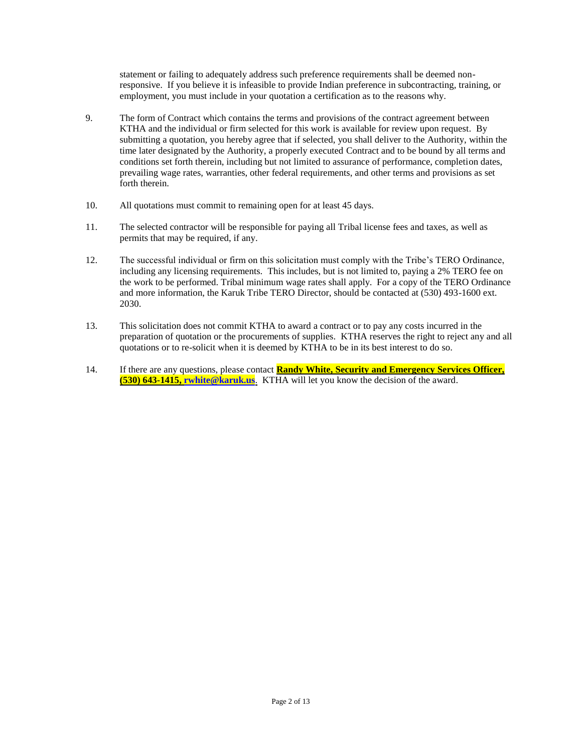statement or failing to adequately address such preference requirements shall be deemed non-responsive. If you believe it is infeasible to provide Indian preference in subcontracting, training, or employment, you must include in your quotation a certification as to the reasons why.

9. The form of Contract which contains the terms and provisions of the contract agreement between KTHA and the individual or firm selected for this work is available for review upon request. By submitting a quotation, you hereby agree that if selected, you shall deliver to the Authority, within the time later designated by the Authority, a properly executed Contract and to be bound by all terms and conditions set forth therein, including but not limited to assurance of performance, completion dates, prevailing wage rates, warranties, other federal requirements, and other terms and provisions as set forth therein.

10. All quotations must commit to remaining open for at least 45 days.

11. The selected contractor will be responsible for paying all Tribal license fees and taxes, as well as permits that may be required, if any.

12. The successful individual or firm on this solicitation must comply with the Tribe's TERO Ordinance, including any licensing requirements. This includes, but is not limited to, paying a 2% TERO fee on the work to be performed. Tribal minimum wage rates shall apply. For a copy of the TERO Ordinance and more information, the Karuk Tribe TERO Director, should be contacted at (530) 493-1600 ext. 2030.

13. This solicitation does not commit KTHA to award a contract or to pay any costs incurred in the preparation of quotation or the procurements of supplies. KTHA reserves the right to reject any and all quotations or to re-solicit when it is deemed by KTHA to be in its best interest to do so.

14. If there are any questions, please contact **Randy White, Security and Emergency Services Officer, (530) 643-1415, rwhite@karuk.us**. KTHA will let you know the decision of the award.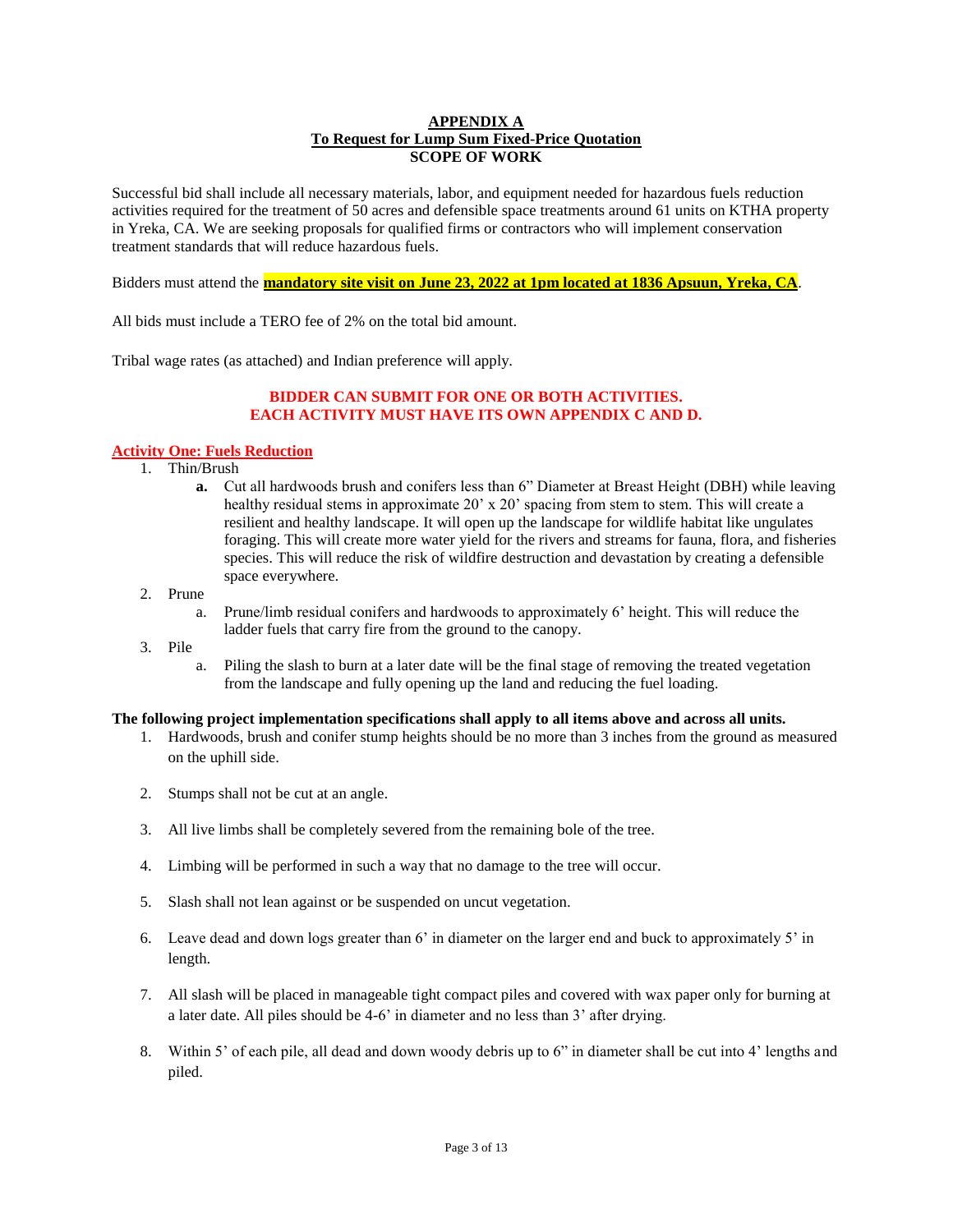**APPENDIX A**
**To Request for Lump Sum Fixed-Price Quotation**
**SCOPE OF WORK**

Successful bid shall include all necessary materials, labor, and equipment needed for hazardous fuels reduction activities required for the treatment of 50 acres and defensible space treatments around 61 units on KTHA property in Yreka, CA. We are seeking proposals for qualified firms or contractors who will implement conservation treatment standards that will reduce hazardous fuels.

Bidders must attend the **mandatory site visit on June 23, 2022 at 1pm located at 1836 Apsuun, Yreka, CA**.

All bids must include a TERO fee of 2% on the total bid amount.

Tribal wage rates (as attached) and Indian preference will apply.

**BIDDER CAN SUBMIT FOR ONE OR BOTH ACTIVITIES.**
**EACH ACTIVITY MUST HAVE ITS OWN APPENDIX C AND D.**

**Activity One: Fuels Reduction**

1. Thin/Brush
   - **a.** Cut all hardwoods brush and conifers less than 6” Diameter at Breast Height (DBH) while leaving healthy residual stems in approximate 20’ x 20’ spacing from stem to stem. This will create a resilient and healthy landscape. It will open up the landscape for wildlife habitat like ungulates foraging. This will create more water yield for the rivers and streams for fauna, flora, and fisheries species. This will reduce the risk of wildfire destruction and devastation by creating a defensible space everywhere.
2. Prune
   - a. Prune/limb residual conifers and hardwoods to approximately 6’ height. This will reduce the ladder fuels that carry fire from the ground to the canopy.
3. Pile
   - a. Piling the slash to burn at a later date will be the final stage of removing the treated vegetation from the landscape and fully opening up the land and reducing the fuel loading.

**The following project implementation specifications shall apply to all items above and across all units.**

1. Hardwoods, brush and conifer stump heights should be no more than 3 inches from the ground as measured on the uphill side.
2. Stumps shall not be cut at an angle.
3. All live limbs shall be completely severed from the remaining bole of the tree.
4. Limbing will be performed in such a way that no damage to the tree will occur.
5. Slash shall not lean against or be suspended on uncut vegetation.
6. Leave dead and down logs greater than 6’ in diameter on the larger end and buck to approximately 5’ in length.
7. All slash will be placed in manageable tight compact piles and covered with wax paper only for burning at a later date. All piles should be 4-6’ in diameter and no less than 3’ after drying.
8. Within 5’ of each pile, all dead and down woody debris up to 6” in diameter shall be cut into 4’ lengths and piled.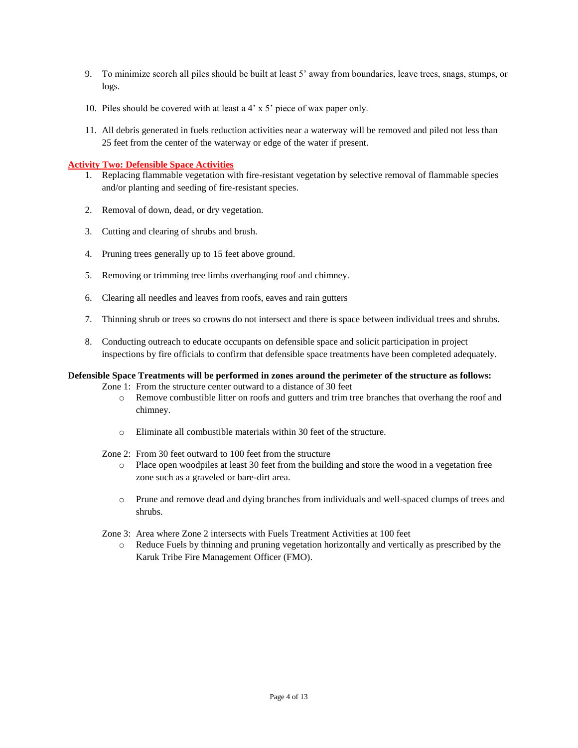9. To minimize scorch all piles should be built at least 5' away from boundaries, leave trees, snags, stumps, or logs.

10. Piles should be covered with at least a 4' x 5' piece of wax paper only.

11. All debris generated in fuels reduction activities near a waterway will be removed and piled not less than 25 feet from the center of the waterway or edge of the water if present.

## Activity Two: Defensible Space Activities

1. Replacing flammable vegetation with fire-resistant vegetation by selective removal of flammable species and/or planting and seeding of fire-resistant species.

2. Removal of down, dead, or dry vegetation.

3. Cutting and clearing of shrubs and brush.

4. Pruning trees generally up to 15 feet above ground.

5. Removing or trimming tree limbs overhanging roof and chimney.

6. Clearing all needles and leaves from roofs, eaves and rain gutters

7. Thinning shrub or trees so crowns do not intersect and there is space between individual trees and shrubs.

8. Conducting outreach to educate occupants on defensible space and solicit participation in project inspections by fire officials to confirm that defensible space treatments have been completed adequately.

**Defensible Space Treatments will be performed in zones around the perimeter of the structure as follows:**

Zone 1: From the structure center outward to a distance of 30 feet

- Remove combustible litter on roofs and gutters and trim tree branches that overhang the roof and chimney.

- Eliminate all combustible materials within 30 feet of the structure.

Zone 2: From 30 feet outward to 100 feet from the structure

- Place open woodpiles at least 30 feet from the building and store the wood in a vegetation free zone such as a graveled or bare-dirt area.

- Prune and remove dead and dying branches from individuals and well-spaced clumps of trees and shrubs.

Zone 3: Area where Zone 2 intersects with Fuels Treatment Activities at 100 feet

- Reduce Fuels by thinning and pruning vegetation horizontally and vertically as prescribed by the Karuk Tribe Fire Management Officer (FMO).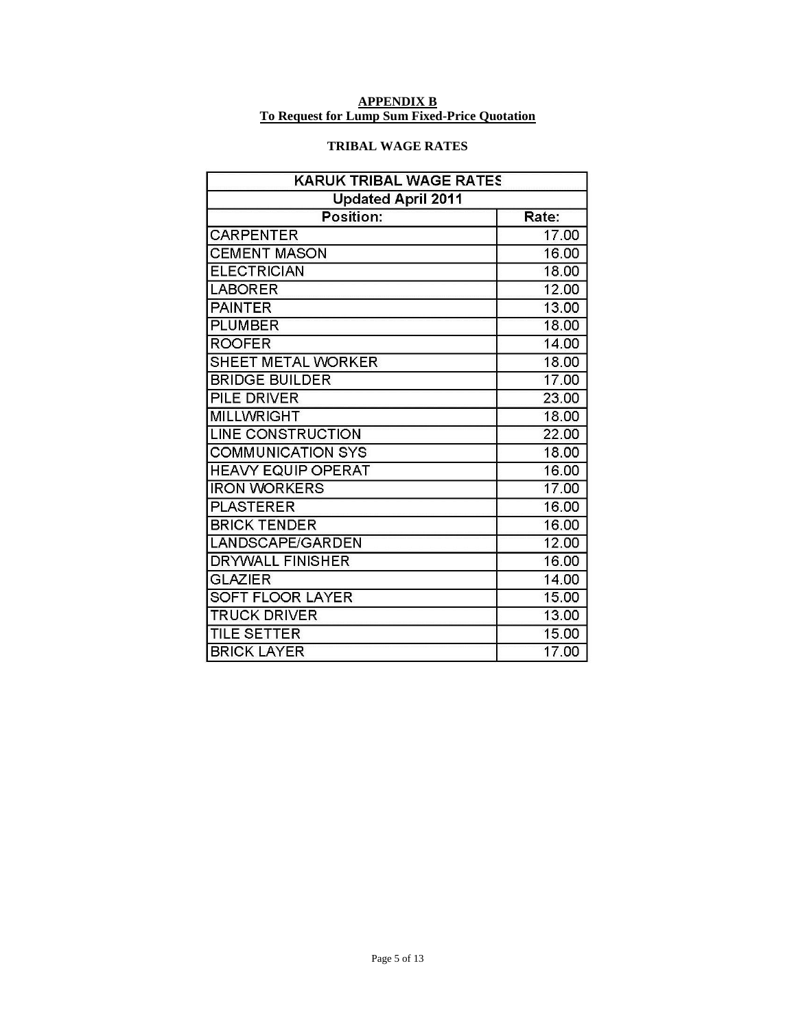**APPENDIX B**
**To Request for Lump Sum Fixed-Price Quotation**

**TRIBAL WAGE RATES**

| KARUK TRIBAL WAGE RATES | |
|---|---|
| Updated April 2011 | |
| **Position:** | **Rate:** |
| CARPENTER | 17.00 |
| CEMENT MASON | 16.00 |
| ELECTRICIAN | 18.00 |
| LABORER | 12.00 |
| PAINTER | 13.00 |
| PLUMBER | 18.00 |
| ROOFER | 14.00 |
| SHEET METAL WORKER | 18.00 |
| BRIDGE BUILDER | 17.00 |
| PILE DRIVER | 23.00 |
| MILLWRIGHT | 18.00 |
| LINE CONSTRUCTION | 22.00 |
| COMMUNICATION SYS | 18.00 |
| HEAVY EQUIP OPERAT | 16.00 |
| IRON WORKERS | 17.00 |
| PLASTERER | 16.00 |
| BRICK TENDER | 16.00 |
| LANDSCAPE/GARDEN | 12.00 |
| DRYWALL FINISHER | 16.00 |
| GLAZIER | 14.00 |
| SOFT FLOOR LAYER | 15.00 |
| TRUCK DRIVER | 13.00 |
| TILE SETTER | 15.00 |
| BRICK LAYER | 17.00 |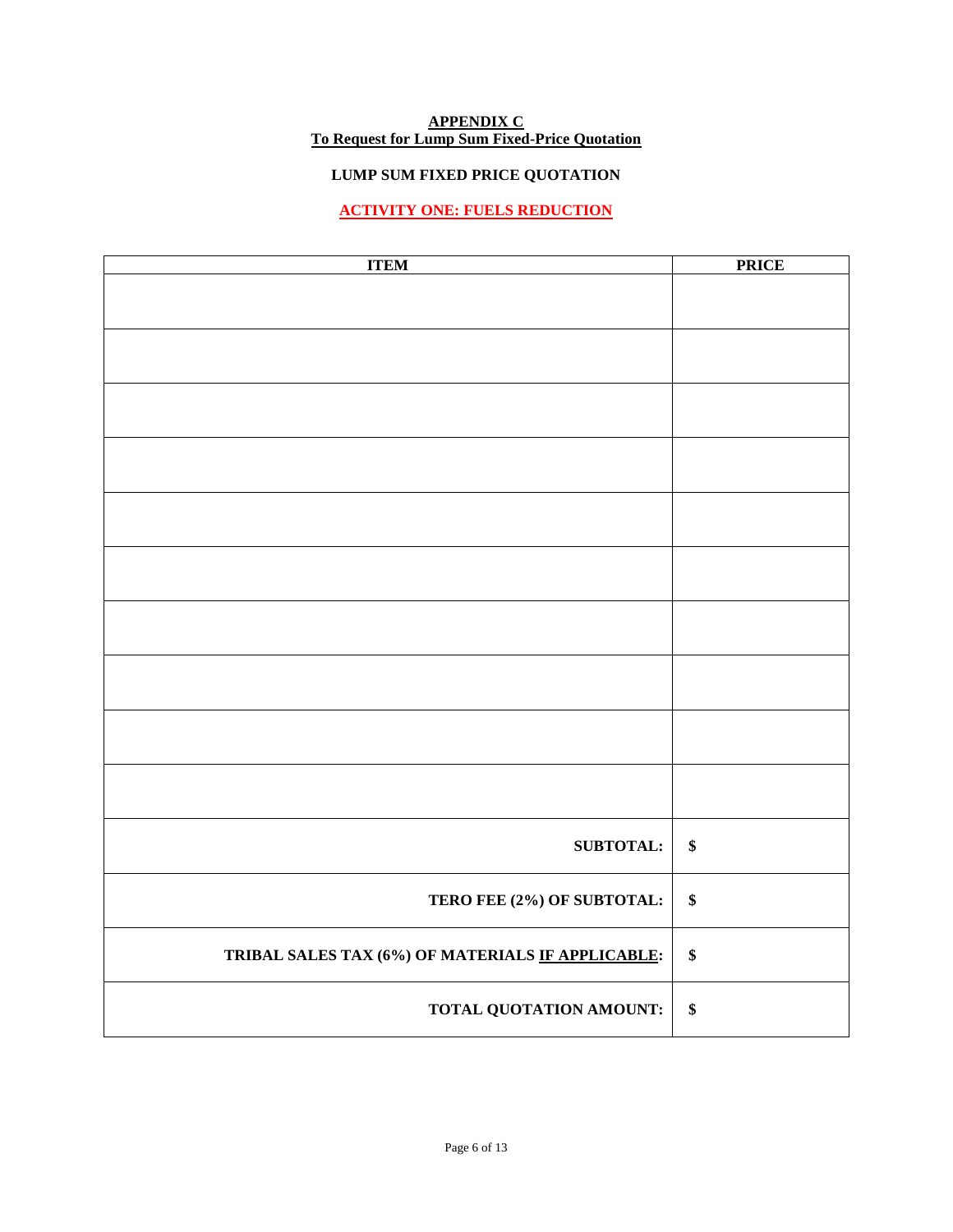**APPENDIX C**
**To Request for Lump Sum Fixed-Price Quotation**

**LUMP SUM FIXED PRICE QUOTATION**

**ACTIVITY ONE: FUELS REDUCTION**

| ITEM | PRICE |
|---|---|
| | |
| | |
| | |
| | |
| | |
| | |
| | |
| | |
| | |
| | |
| **SUBTOTAL:** | **$** |
| **TERO FEE (2%) OF SUBTOTAL:** | **$** |
| **TRIBAL SALES TAX (6%) OF MATERIALS IF APPLICABLE:** | **$** |
| **TOTAL QUOTATION AMOUNT:** | **$** |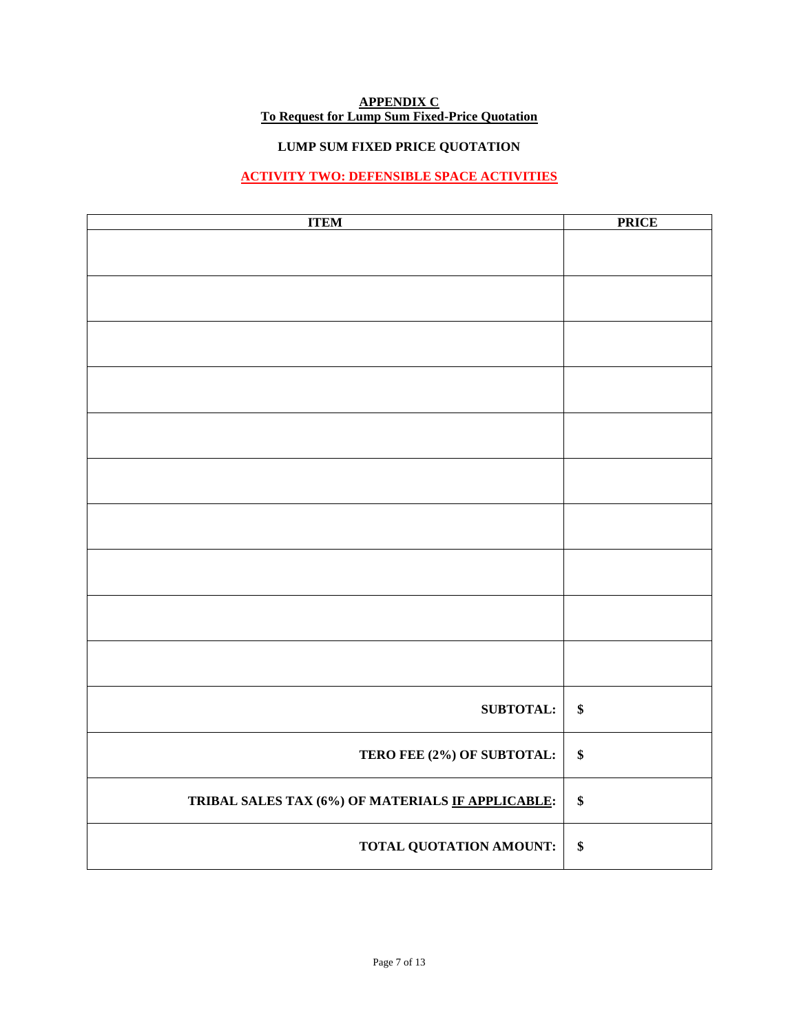**APPENDIX C**
**To Request for Lump Sum Fixed-Price Quotation**

**LUMP SUM FIXED PRICE QUOTATION**

**ACTIVITY TWO: DEFENSIBLE SPACE ACTIVITIES**

| ITEM | PRICE |
|---|---|
| | |
| | |
| | |
| | |
| | |
| | |
| | |
| | |
| | |
| | |
| **SUBTOTAL:** | **$** |
| **TERO FEE (2%) OF SUBTOTAL:** | **$** |
| **TRIBAL SALES TAX (6%) OF MATERIALS IF APPLICABLE:** | **$** |
| **TOTAL QUOTATION AMOUNT:** | **$** |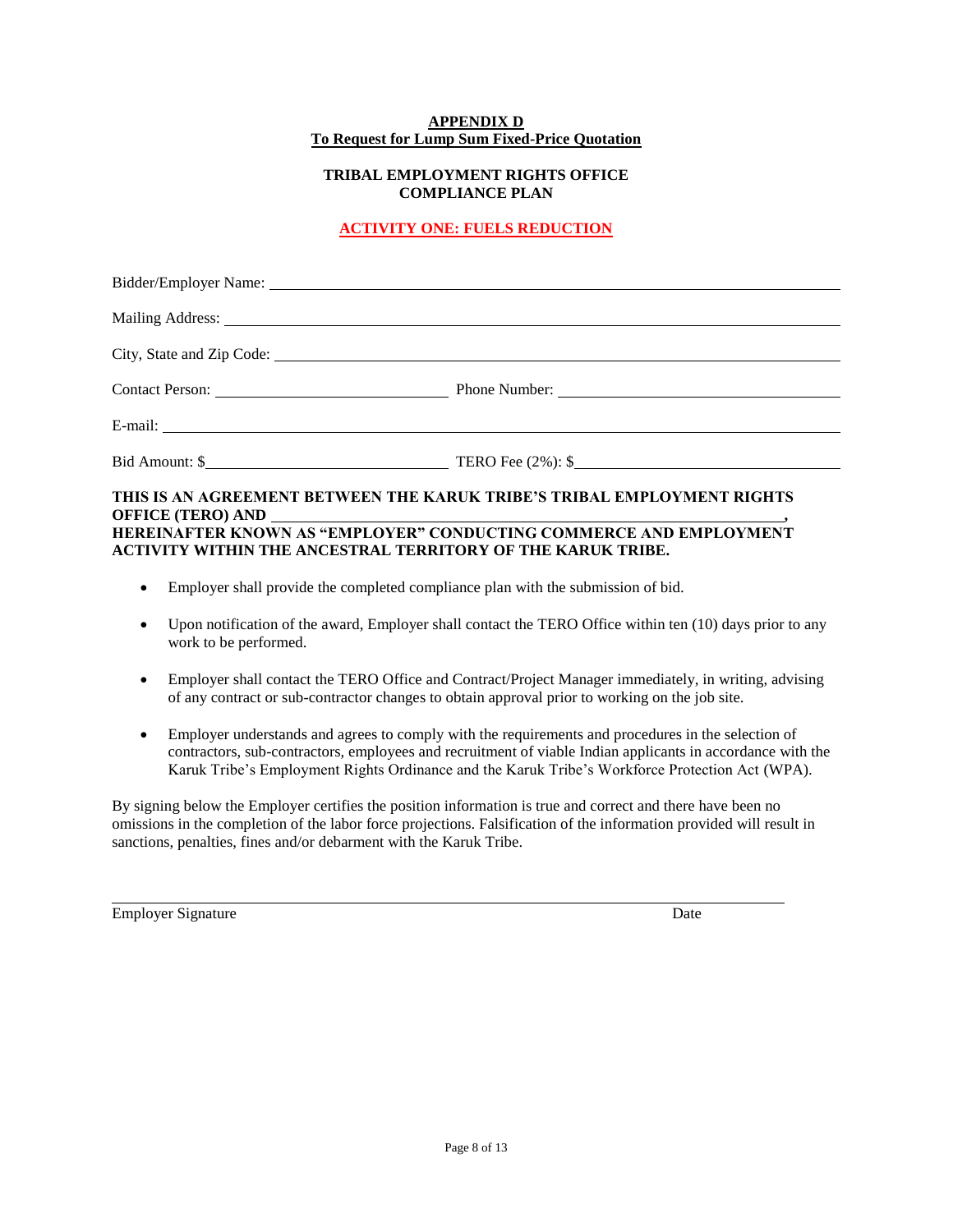**APPENDIX D**
**To Request for Lump Sum Fixed-Price Quotation**

**TRIBAL EMPLOYMENT RIGHTS OFFICE**
**COMPLIANCE PLAN**

**ACTIVITY ONE: FUELS REDUCTION**

Bidder/Employer Name: ______________________________________________

Mailing Address: ______________________________________________

City, State and Zip Code: ______________________________________________

Contact Person: ______________________ Phone Number: ______________________

E-mail: ______________________________________________

Bid Amount: $______________________ TERO Fee (2%): $______________________

**THIS IS AN AGREEMENT BETWEEN THE KARUK TRIBE'S TRIBAL EMPLOYMENT RIGHTS OFFICE (TERO) AND ______________________________________________, HEREINAFTER KNOWN AS "EMPLOYER" CONDUCTING COMMERCE AND EMPLOYMENT ACTIVITY WITHIN THE ANCESTRAL TERRITORY OF THE KARUK TRIBE.**

- Employer shall provide the completed compliance plan with the submission of bid.
- Upon notification of the award, Employer shall contact the TERO Office within ten (10) days prior to any work to be performed.
- Employer shall contact the TERO Office and Contract/Project Manager immediately, in writing, advising of any contract or sub-contractor changes to obtain approval prior to working on the job site.
- Employer understands and agrees to comply with the requirements and procedures in the selection of contractors, sub-contractors, employees and recruitment of viable Indian applicants in accordance with the Karuk Tribe's Employment Rights Ordinance and the Karuk Tribe's Workforce Protection Act (WPA).

By signing below the Employer certifies the position information is true and correct and there have been no omissions in the completion of the labor force projections. Falsification of the information provided will result in sanctions, penalties, fines and/or debarment with the Karuk Tribe.

______________________________________________

Employer Signature Date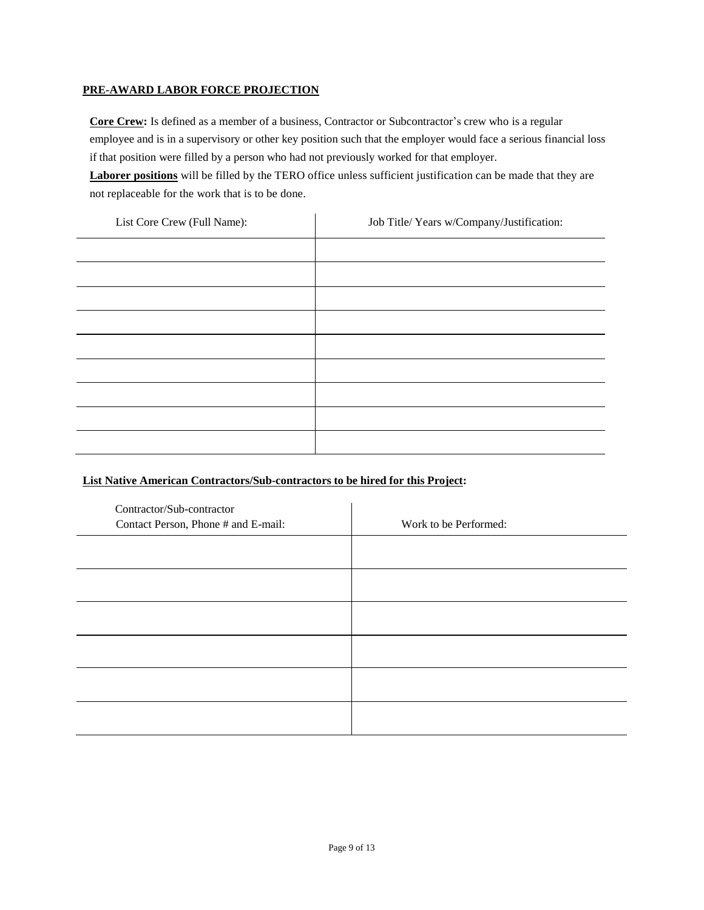## PRE-AWARD LABOR FORCE PROJECTION

**Core Crew:** Is defined as a member of a business, Contractor or Subcontractor's crew who is a regular employee and is in a supervisory or other key position such that the employer would face a serious financial loss if that position were filled by a person who had not previously worked for that employer.

**Laborer positions** will be filled by the TERO office unless sufficient justification can be made that they are not replaceable for the work that is to be done.

| List Core Crew (Full Name): | Job Title/ Years w/Company/Justification: |
|---|---|
| | |
| | |
| | |
| | |
| | |
| | |
| | |
| | |
| | |

### List Native American Contractors/Sub-contractors to be hired for this Project:

| Contractor/Sub-contractor Contact Person, Phone # and E-mail: | Work to be Performed: |
|---|---|
| | |
| | |
| | |
| | |
| | |
| | |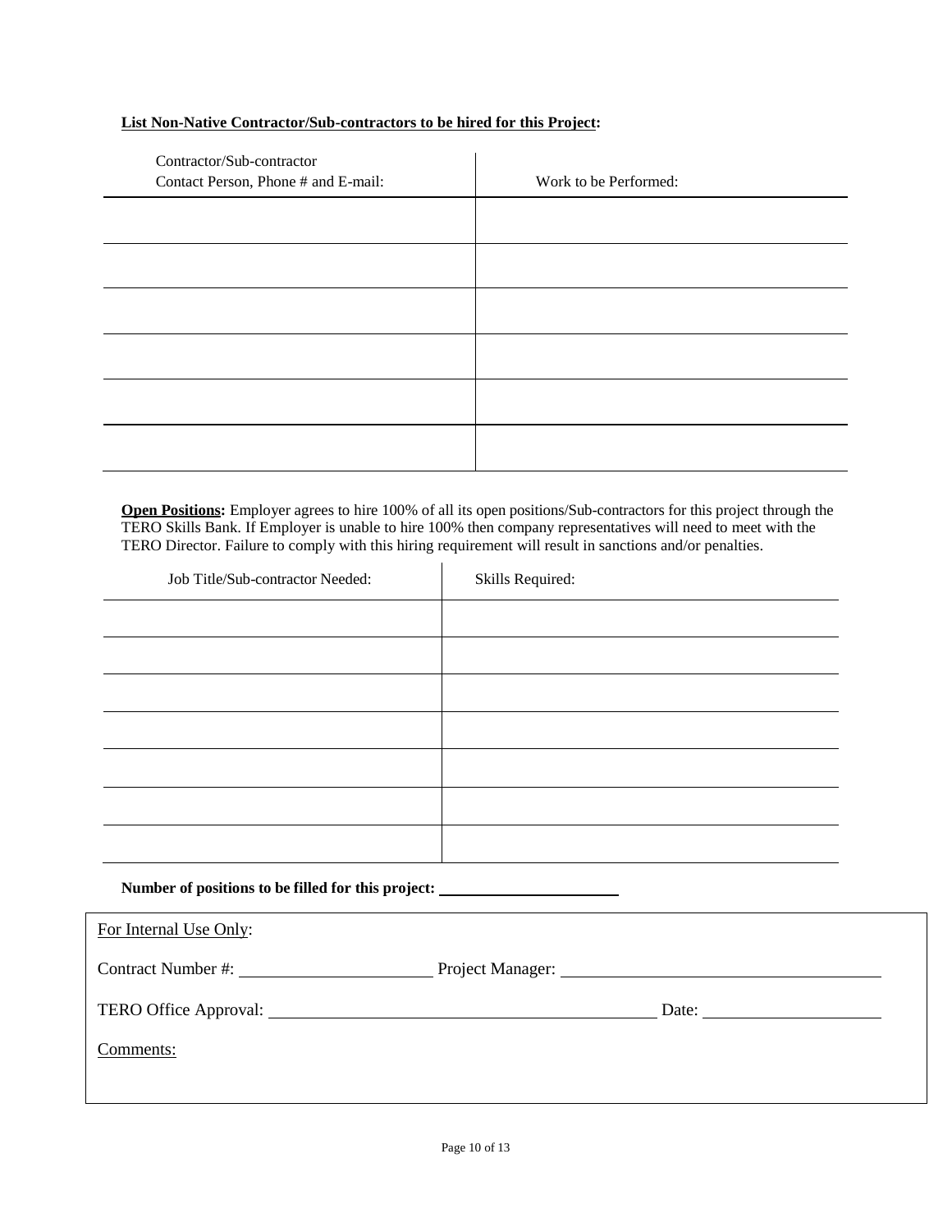**List Non-Native Contractor/Sub-contractors to be hired for this Project:**

| Contractor/Sub-contractor<br>Contact Person, Phone # and E-mail: | Work to be Performed: |
|---|---|
| | |
| | |
| | |
| | |
| | |
| | |

**Open Positions:** Employer agrees to hire 100% of all its open positions/Sub-contractors for this project through the TERO Skills Bank. If Employer is unable to hire 100% then company representatives will need to meet with the TERO Director. Failure to comply with this hiring requirement will result in sanctions and/or penalties.

| Job Title/Sub-contractor Needed: | Skills Required: |
|---|---|
| | |
| | |
| | |
| | |
| | |
| | |
| | |

**Number of positions to be filled for this project:** \_\_\_\_\_\_\_\_\_\_\_\_\_\_\_\_\_\_\_\_\_\_

For Internal Use Only:

Contract Number #: \_\_\_\_\_\_\_\_\_\_\_\_\_\_\_\_\_\_\_\_\_\_ Project Manager: \_\_\_\_\_\_\_\_\_\_\_\_\_\_\_\_\_\_\_\_\_\_\_\_\_\_\_\_\_\_\_\_\_\_\_\_

TERO Office Approval: \_\_\_\_\_\_\_\_\_\_\_\_\_\_\_\_\_\_\_\_\_\_\_\_\_\_\_\_\_\_\_\_\_\_\_\_\_\_\_\_\_\_\_\_\_\_ Date: \_\_\_\_\_\_\_\_\_\_\_\_\_\_\_\_\_\_\_\_\_

Comments: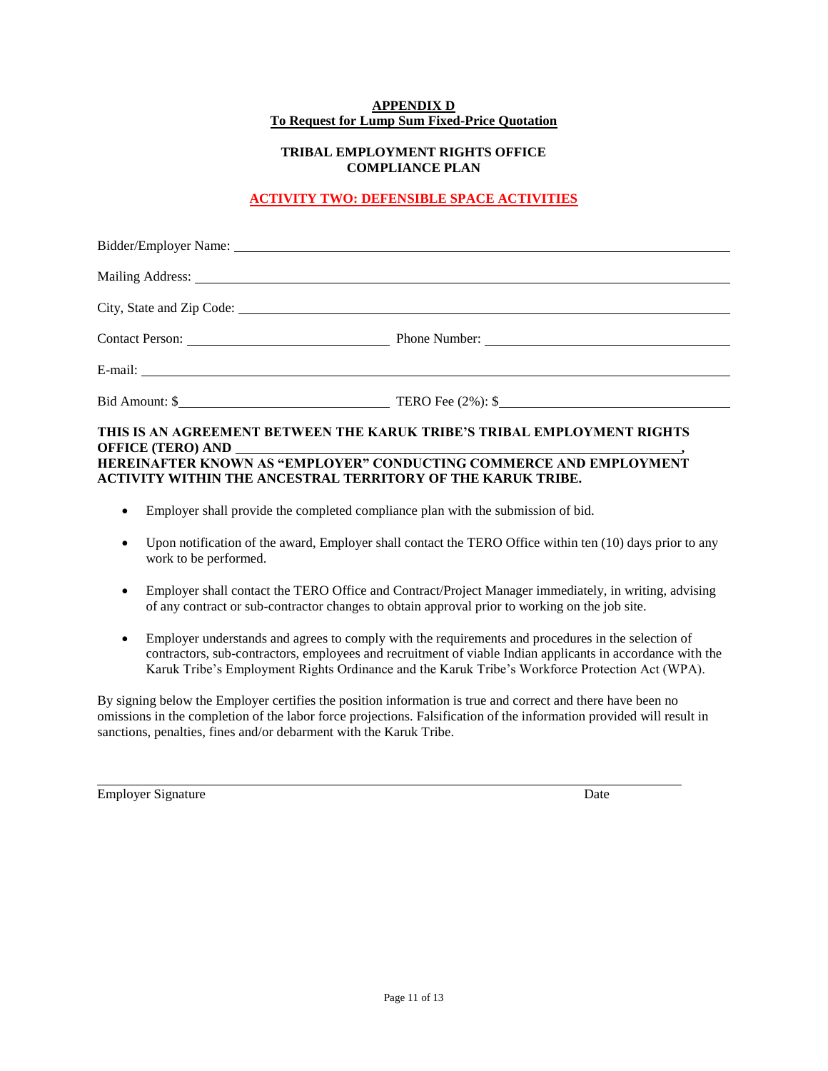**APPENDIX D**
**To Request for Lump Sum Fixed-Price Quotation**

**TRIBAL EMPLOYMENT RIGHTS OFFICE**
**COMPLIANCE PLAN**

**ACTIVITY TWO: DEFENSIBLE SPACE ACTIVITIES**

Bidder/Employer Name: ______________________________________________

Mailing Address: ______________________________________________

City, State and Zip Code: ______________________________________________

Contact Person: ____________________ Phone Number: ____________________

E-mail: ______________________________________________

Bid Amount: $____________________ TERO Fee (2%): $____________________

**THIS IS AN AGREEMENT BETWEEN THE KARUK TRIBE'S TRIBAL EMPLOYMENT RIGHTS OFFICE (TERO) AND ______________________________________________, HEREINAFTER KNOWN AS "EMPLOYER" CONDUCTING COMMERCE AND EMPLOYMENT ACTIVITY WITHIN THE ANCESTRAL TERRITORY OF THE KARUK TRIBE.**

- Employer shall provide the completed compliance plan with the submission of bid.
- Upon notification of the award, Employer shall contact the TERO Office within ten (10) days prior to any work to be performed.
- Employer shall contact the TERO Office and Contract/Project Manager immediately, in writing, advising of any contract or sub-contractor changes to obtain approval prior to working on the job site.
- Employer understands and agrees to comply with the requirements and procedures in the selection of contractors, sub-contractors, employees and recruitment of viable Indian applicants in accordance with the Karuk Tribe's Employment Rights Ordinance and the Karuk Tribe's Workforce Protection Act (WPA).

By signing below the Employer certifies the position information is true and correct and there have been no omissions in the completion of the labor force projections. Falsification of the information provided will result in sanctions, penalties, fines and/or debarment with the Karuk Tribe.

______________________________________________

Employer Signature Date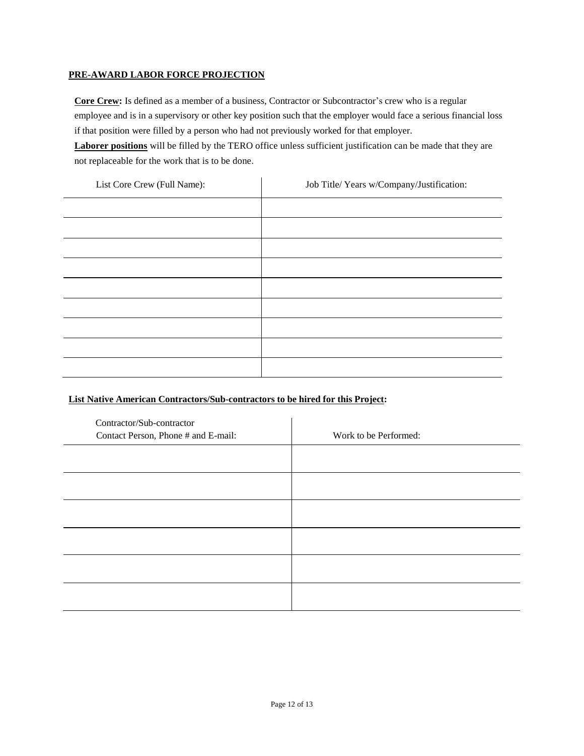**PRE-AWARD LABOR FORCE PROJECTION**

**Core Crew:** Is defined as a member of a business, Contractor or Subcontractor's crew who is a regular employee and is in a supervisory or other key position such that the employer would face a serious financial loss if that position were filled by a person who had not previously worked for that employer.

**Laborer positions** will be filled by the TERO office unless sufficient justification can be made that they are not replaceable for the work that is to be done.

| List Core Crew (Full Name): | Job Title/ Years w/Company/Justification: |
|---|---|
| | |
| | |
| | |
| | |
| | |
| | |
| | |
| | |
| | |

**List Native American Contractors/Sub-contractors to be hired for this Project:**

| Contractor/Sub-contractor Contact Person, Phone # and E-mail: | Work to be Performed: |
|---|---|
| | |
| | |
| | |
| | |
| | |
| | |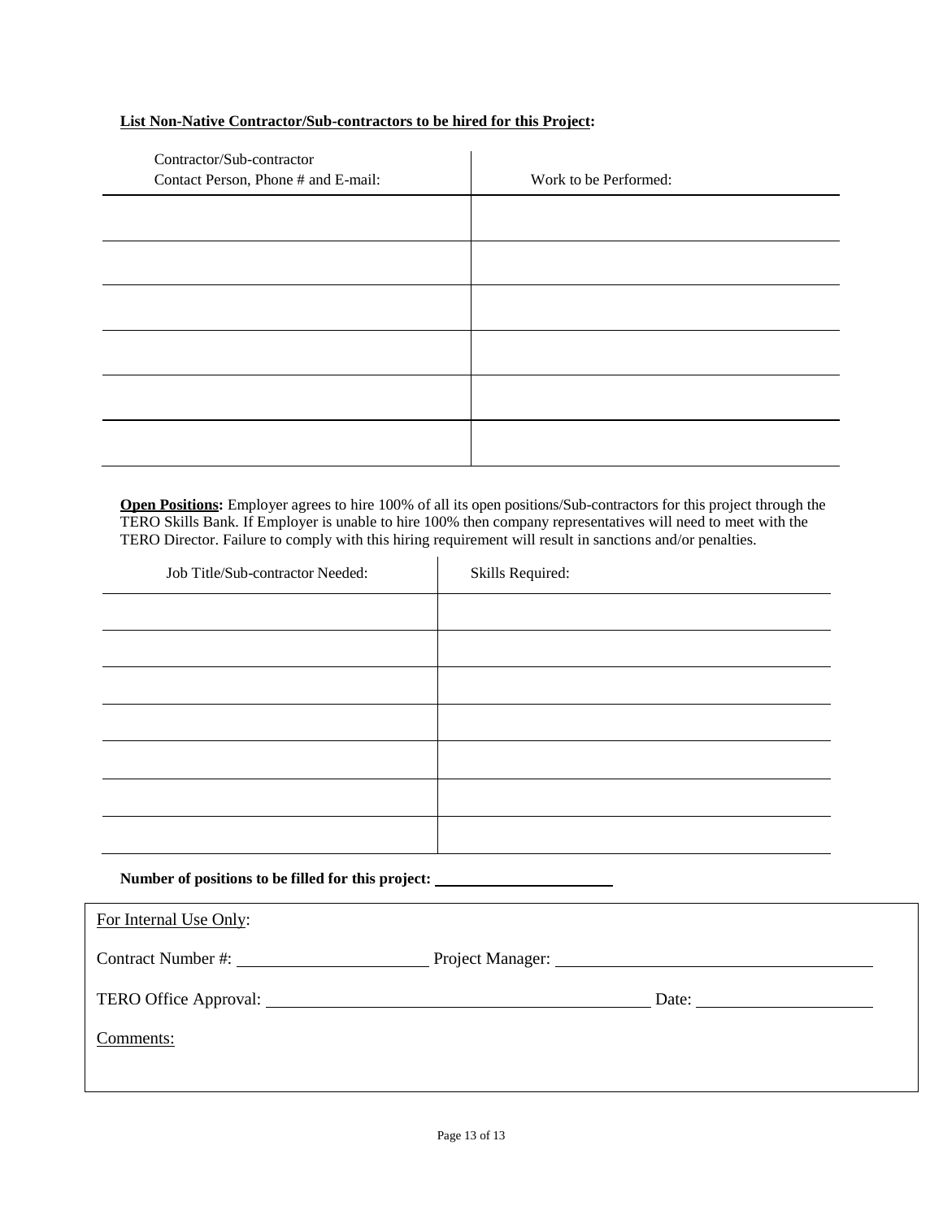**List Non-Native Contractor/Sub-contractors to be hired for this Project:**

| Contractor/Sub-contractor Contact Person, Phone # and E-mail: | Work to be Performed: |
|---|---|
| | |
| | |
| | |
| | |
| | |
| | |

**Open Positions:** Employer agrees to hire 100% of all its open positions/Sub-contractors for this project through the TERO Skills Bank. If Employer is unable to hire 100% then company representatives will need to meet with the TERO Director. Failure to comply with this hiring requirement will result in sanctions and/or penalties.

| Job Title/Sub-contractor Needed: | Skills Required: |
|---|---|
| | |
| | |
| | |
| | |
| | |
| | |
| | |

**Number of positions to be filled for this project:** \_\_\_\_\_\_\_\_\_\_\_\_\_\_\_\_\_\_\_\_

For Internal Use Only:

Contract Number #: \_\_\_\_\_\_\_\_\_\_\_\_\_\_\_\_\_\_\_\_ Project Manager: \_\_\_\_\_\_\_\_\_\_\_\_\_\_\_\_\_\_\_\_\_\_\_\_\_\_\_\_\_\_

TERO Office Approval: \_\_\_\_\_\_\_\_\_\_\_\_\_\_\_\_\_\_\_\_\_\_\_\_\_\_\_\_\_\_\_\_\_\_\_\_\_\_ Date: \_\_\_\_\_\_\_\_\_\_\_\_\_\_\_\_\_\_

Comments: